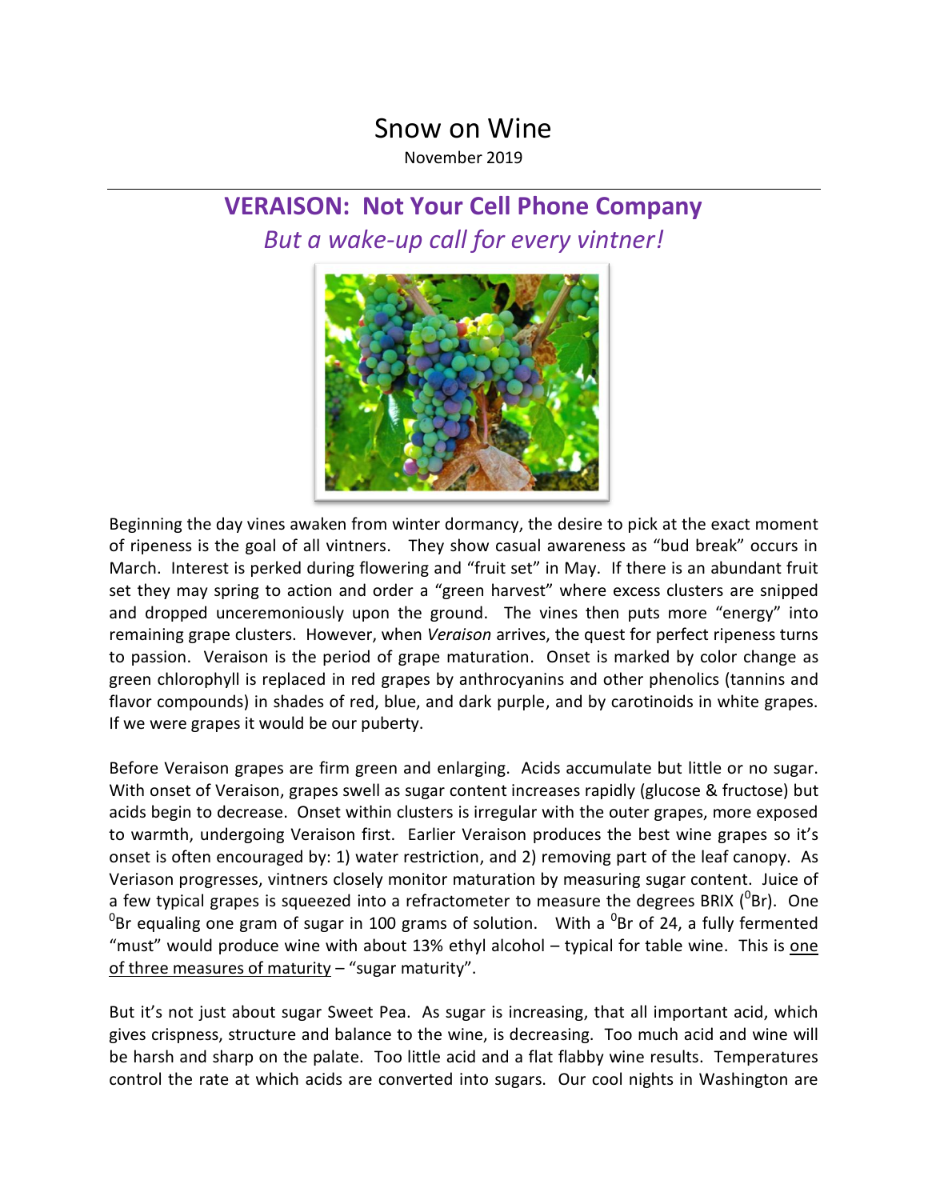# Snow on Wine

November 2019

## VERAISON: Not Your Cell Phone Company

*But a wake-up call for every vintner!*

Beginning the day vines awaken from winter dormancy, the desire to pick at the exact moment of ripeness is the goal of all vintners. They show casual awareness as "bud break" occurs in March. Interest is perked during flowering and "fruit set" in May. If there is an abundant fruit set they may spring to action and order a "green harvest" where excess clusters are snipped and dropped unceremoniously upon the ground. The vines then puts more "energy" into remaining grape clusters. However, when *Veraison* arrives, the quest for perfect ripeness turns to passion. Veraison is the period of grape maturation. Onset is marked by color change as green chlorophyll is replaced in red grapes by anthrocyanins and other phenolics (tannins and flavor compounds) in shades of red, blue, and dark purple, and by carotinoids in white grapes. If we were grapes it would be our puberty.

Before Veraison grapes are firm green and enlarging. Acids accumulate but little or no sugar. With onset of Veraison, grapes swell as sugar content increases rapidly (glucose & fructose) but acids begin to decrease. Onset within clusters is irregular with the outer grapes, more exposed to warmth, undergoing Veraison first. Earlier Veraison produces the best wine grapes so it's onset is often encouraged by: 1) water restriction, and 2) removing part of the leaf canopy. As Veriason progresses, vintners closely monitor maturation by measuring sugar content. Juice of a few typical grapes is squeezed into a refractometer to measure the degrees BRIX ($^0$Br). One $^0$Br equaling one gram of sugar in 100 grams of solution. With a $^0$Br of 24, a fully fermented "must" would produce wine with about 13% ethyl alcohol – typical for table wine. This is <u>one of three measures of maturity</u> – "sugar maturity".

But it's not just about sugar Sweet Pea. As sugar is increasing, that all important acid, which gives crispness, structure and balance to the wine, is decreasing. Too much acid and wine will be harsh and sharp on the palate. Too little acid and a flat flabby wine results. Temperatures control the rate at which acids are converted into sugars. Our cool nights in Washington are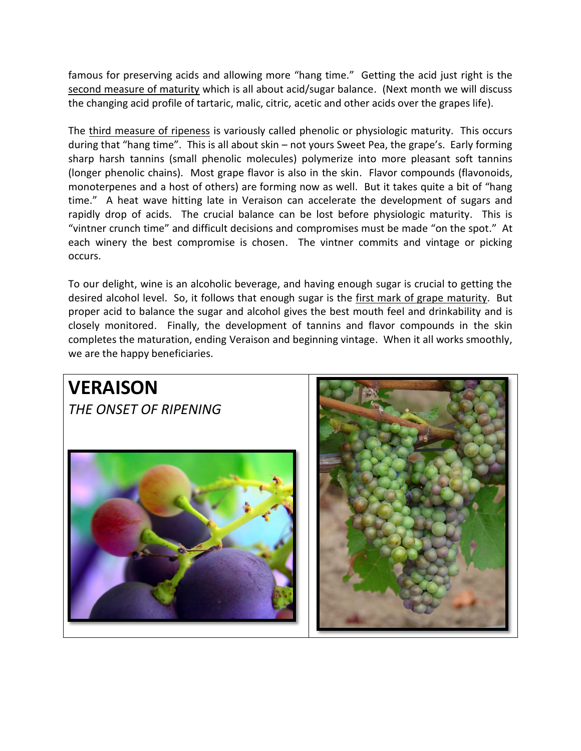famous for preserving acids and allowing more "hang time." Getting the acid just right is the second measure of maturity which is all about acid/sugar balance. (Next month we will discuss the changing acid profile of tartaric, malic, citric, acetic and other acids over the grapes life).

The third measure of ripeness is variously called phenolic or physiologic maturity. This occurs during that "hang time". This is all about skin – not yours Sweet Pea, the grape's. Early forming sharp harsh tannins (small phenolic molecules) polymerize into more pleasant soft tannins (longer phenolic chains). Most grape flavor is also in the skin. Flavor compounds (flavonoids, monoterpenes and a host of others) are forming now as well. But it takes quite a bit of "hang time." A heat wave hitting late in Veraison can accelerate the development of sugars and rapidly drop of acids. The crucial balance can be lost before physiologic maturity. This is "vintner crunch time" and difficult decisions and compromises must be made "on the spot." At each winery the best compromise is chosen. The vintner commits and vintage or picking occurs.

To our delight, wine is an alcoholic beverage, and having enough sugar is crucial to getting the desired alcohol level. So, it follows that enough sugar is the first mark of grape maturity. But proper acid to balance the sugar and alcohol gives the best mouth feel and drinkability and is closely monitored. Finally, the development of tannins and flavor compounds in the skin completes the maturation, ending Veraison and beginning vintage. When it all works smoothly, we are the happy beneficiaries.

# VERAISON

*THE ONSET OF RIPENING*